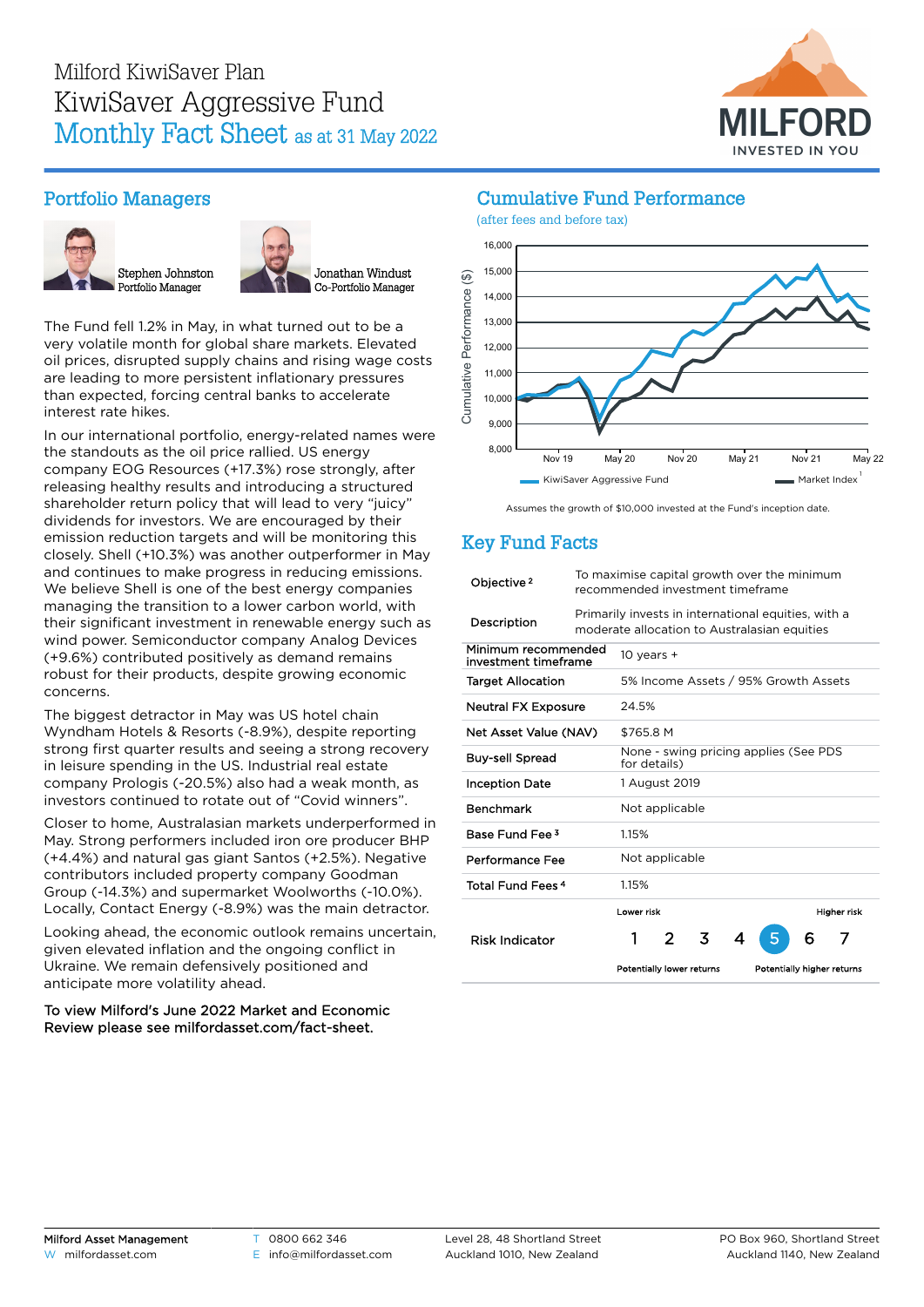# Milford KiwiSaver Plan
# KiwiSaver Aggressive Fund
## Monthly Fact Sheet as at 31 May 2022

MILFORD
INVESTED IN YOU

## Portfolio Managers

Stephen Johnston
Portfolio Manager

Jonathan Windust
Co-Portfolio Manager

The Fund fell 1.2% in May, in what turned out to be a very volatile month for global share markets. Elevated oil prices, disrupted supply chains and rising wage costs are leading to more persistent inflationary pressures than expected, forcing central banks to accelerate interest rate hikes.

In our international portfolio, energy-related names were the standouts as the oil price rallied. US energy company EOG Resources (+17.3%) rose strongly, after releasing healthy results and introducing a structured shareholder return policy that will lead to very "juicy" dividends for investors. We are encouraged by their emission reduction targets and will be monitoring this closely. Shell (+10.3%) was another outperformer in May and continues to make progress in reducing emissions. We believe Shell is one of the best energy companies managing the transition to a lower carbon world, with their significant investment in renewable energy such as wind power. Semiconductor company Analog Devices (+9.6%) contributed positively as demand remains robust for their products, despite growing economic concerns.

The biggest detractor in May was US hotel chain Wyndham Hotels & Resorts (-8.9%), despite reporting strong first quarter results and seeing a strong recovery in leisure spending in the US. Industrial real estate company Prologis (-20.5%) also had a weak month, as investors continued to rotate out of "Covid winners".

Closer to home, Australasian markets underperformed in May. Strong performers included iron ore producer BHP (+4.4%) and natural gas giant Santos (+2.5%). Negative contributors included property company Goodman Group (-14.3%) and supermarket Woolworths (-10.0%). Locally, Contact Energy (-8.9%) was the main detractor.

Looking ahead, the economic outlook remains uncertain, given elevated inflation and the ongoing conflict in Ukraine. We remain defensively positioned and anticipate more volatility ahead.

**To view Milford's June 2022 Market and Economic Review please see milfordasset.com/fact-sheet.**

## Cumulative Fund Performance

(after fees and before tax)

Chart: Cumulative Performance ($), y-axis 8,000–16,000; x-axis Nov 19, May 20, Nov 20, May 21, Nov 21, May 22. Series: KiwiSaver Aggressive Fund; Market Index[1]

Assumes the growth of $10,000 invested at the Fund's inception date.

## Key Fund Facts

| | |
|---|---|
| Objective[2] | To maximise capital growth over the minimum recommended investment timeframe |
| Description | Primarily invests in international equities, with a moderate allocation to Australasian equities |
| Minimum recommended investment timeframe | 10 years + |
| Target Allocation | 5% Income Assets / 95% Growth Assets |
| Neutral FX Exposure | 24.5% |
| Net Asset Value (NAV) | $765.8 M |
| Buy-sell Spread | None - swing pricing applies (See PDS for details) |
| Inception Date | 1 August 2019 |
| Benchmark | Not applicable |
| Base Fund Fee[3] | 1.15% |
| Performance Fee | Not applicable |
| Total Fund Fees[4] | 1.15% |
| Risk Indicator | Lower risk 1 2 3 4 **5** 6 7 Higher risk (Potentially lower returns … Potentially higher returns) — rated 5 |

Milford Asset Management
W milfordasset.com
T 0800 662 346
E info@milfordasset.com
Level 28, 48 Shortland Street
Auckland 1010, New Zealand
PO Box 960, Shortland Street
Auckland 1140, New Zealand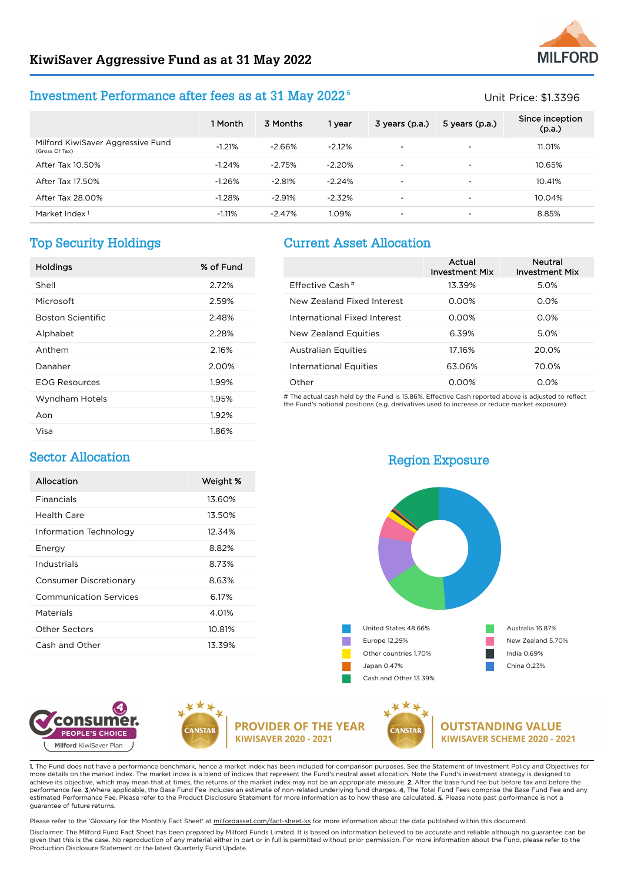# KiwiSaver Aggressive Fund as at 31 May 2022

MILFORD

## Investment Performance after fees as at 31 May 2022[5]

Unit Price: $1.3396

| | 1 Month | 3 Months | 1 year | 3 years (p.a.) | 5 years (p.a.) | Since inception (p.a.) |
|---|---|---|---|---|---|---|
| Milford KiwiSaver Aggressive Fund (Gross Of Tax) | -1.21% | -2.66% | -2.12% | - | - | 11.01% |
| After Tax 10.50% | -1.24% | -2.75% | -2.20% | - | - | 10.65% |
| After Tax 17.50% | -1.26% | -2.81% | -2.24% | - | - | 10.41% |
| After Tax 28.00% | -1.28% | -2.91% | -2.32% | - | - | 10.04% |
| Market Index[1] | -1.11% | -2.47% | 1.09% | - | - | 8.85% |

## Top Security Holdings

| Holdings | % of Fund |
|---|---|
| Shell | 2.72% |
| Microsoft | 2.59% |
| Boston Scientific | 2.48% |
| Alphabet | 2.28% |
| Anthem | 2.16% |
| Danaher | 2.00% |
| EOG Resources | 1.99% |
| Wyndham Hotels | 1.95% |
| Aon | 1.92% |
| Visa | 1.86% |

## Current Asset Allocation

| | Actual Investment Mix | Neutral Investment Mix |
|---|---|---|
| Effective Cash # | 13.39% | 5.0% |
| New Zealand Fixed Interest | 0.00% | 0.0% |
| International Fixed Interest | 0.00% | 0.0% |
| New Zealand Equities | 6.39% | 5.0% |
| Australian Equities | 17.16% | 20.0% |
| International Equities | 63.06% | 70.0% |
| Other | 0.00% | 0.0% |

# The actual cash held by the Fund is 15.86%. Effective Cash reported above is adjusted to reflect the Fund's notional positions (e.g. derivatives used to increase or reduce market exposure).

## Sector Allocation

| Allocation | Weight % |
|---|---|
| Financials | 13.60% |
| Health Care | 13.50% |
| Information Technology | 12.34% |
| Energy | 8.82% |
| Industrials | 8.73% |
| Consumer Discretionary | 8.63% |
| Communication Services | 6.17% |
| Materials | 4.01% |
| Other Sectors | 10.81% |
| Cash and Other | 13.39% |

## Region Exposure

United States 48.66%
Australia 16.87%
Europe 12.29%
New Zealand 5.70%
Other countries 1.70%
India 0.69%
Japan 0.47%
China 0.23%
Cash and Other 13.39%

consumer. PEOPLE'S CHOICE Milford KiwiSaver Plan

CANSTAR PROVIDER OF THE YEAR KIWISAVER 2020 - 2021

CANSTAR OUTSTANDING VALUE KIWISAVER SCHEME 2020 - 2021

1. The Fund does not have a performance benchmark, hence a market index has been included for comparison purposes. See the Statement of Investment Policy and Objectives for more details on the market index. The market index is a blend of indices that represent the Fund's neutral asset allocation. Note the Fund's investment strategy is designed to achieve its objective, which may mean that at times, the returns of the market index may not be an appropriate measure. 2. After the base fund fee but before tax and before the performance fee. 3. Where applicable, the Base Fund Fee includes an estimate of non-related underlying fund charges. 4. The Total Fund Fees comprise the Base Fund Fee and any estimated Performance Fee. Please refer to the Product Disclosure Statement for more information as to how these are calculated. 5. Please note past performance is not a guarantee of future returns.

Please refer to the 'Glossary for the Monthly Fact Sheet' at milfordasset.com/fact-sheet-ks for more information about the data published within this document.

Disclaimer: The Milford Fund Fact Sheet has been prepared by Milford Funds Limited. It is based on information believed to be accurate and reliable although no guarantee can be given that this is the case. No reproduction of any material either in part or in full is permitted without prior permission. For more information about the Fund, please refer to the Production Disclosure Statement or the latest Quarterly Fund Update.